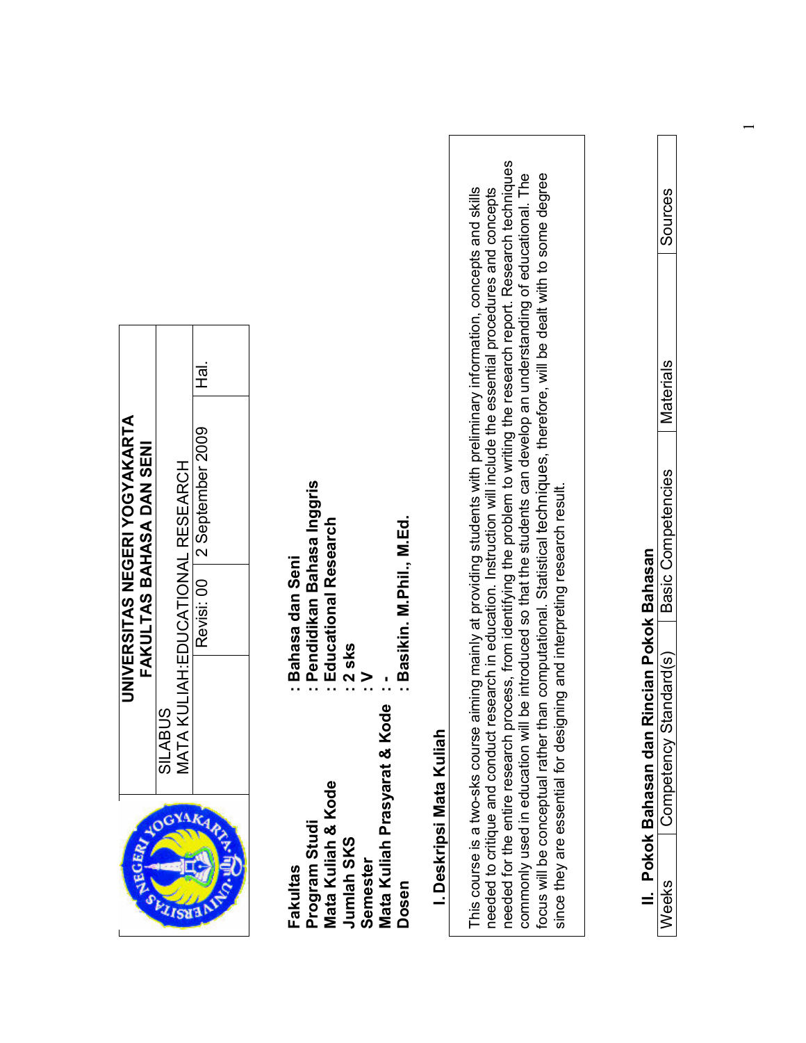| | UNIVERSITAS NEGERI YOGYAKARTA<br>FAKULTAS BAHASA DAN SENI | | |
|---|---|---|---|
| | SILABUS<br>MATA KULIAH:EDUCATIONAL RESEARCH | | |
| | Revisi: 00 | 2 September 2009 | Hal. |

**Fakultas** : **Bahasa dan Seni**
**Program Studi** : **Pendidikan Bahasa Inggris**
**Mata Kuliah & Kode** : **Educational Research**
**Jumlah SKS** : **2 sks**
**Semester** : **V**
**Mata Kuliah Prasyarat & Kode** : **-**
**Dosen** : **Basikin. M.Phil., M.Ed.**

## I. Deskripsi Mata Kuliah

This course is a two-sks course aiming mainly at providing students with preliminary information, concepts and skills needed to critique and conduct research in education. Instruction will include the essential procedures and concepts needed for the entire research process, from identifying the problem to writing the research report. Research techniques commonly used in education will be introduced so that the students can develop an understanding of educational. The focus will be conceptual rather than computational. Statistical techniques, therefore, will be dealt with to some degree since they are essential for designing and interpreting research result.

## II. Pokok Bahasan dan Rincian Pokok Bahasan

| Weeks | Competency Standard(s) | Basic Competencies | Materials | Sources |
|---|---|---|---|---|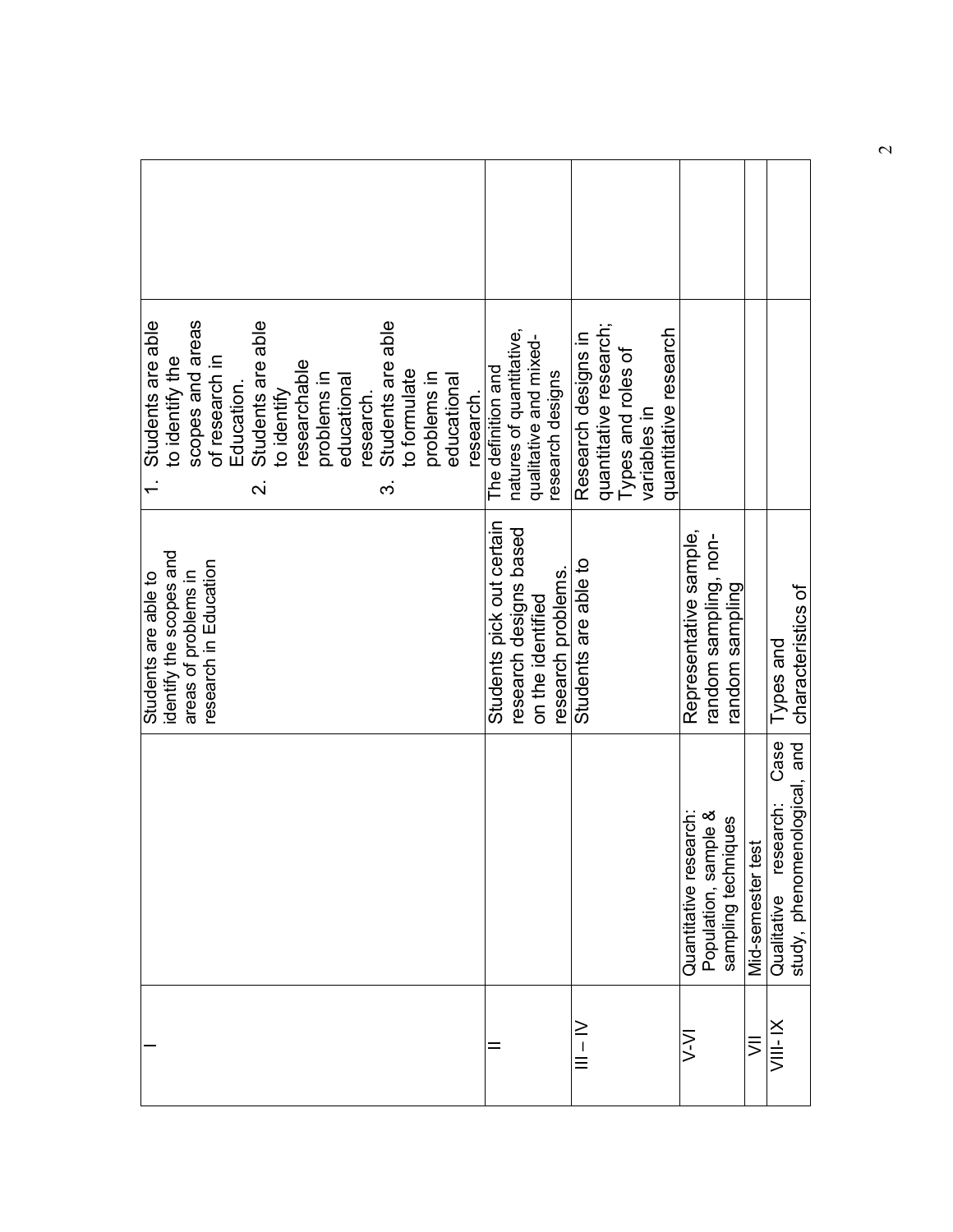| | | | | |
|---|---|---|---|---|
| I | | Students are able to identify the scopes and areas of problems in research in Education | 1. Students are able to identify the scopes and areas of research in Education. 2. Students are able to identify researchable problems in educational research. 3. Students are able to formulate problems in educational research. | |
| II | | Students pick out certain research designs based on the identified research problems. | The definition and natures of quantitative, qualitative and mixed-research designs | |
| III – IV | | Students are able to | Research designs in quantitative research; Types and roles of variables in quantitative research | |
| V-VI | Quantitative research: Population, sample & sampling techniques | Representative sample, random sampling, non-random sampling | | |
| VII | Mid-semester test | | | |
| VIII- IX | Qualitative research: Case study, phenomenological, and | Types and characteristics of | | |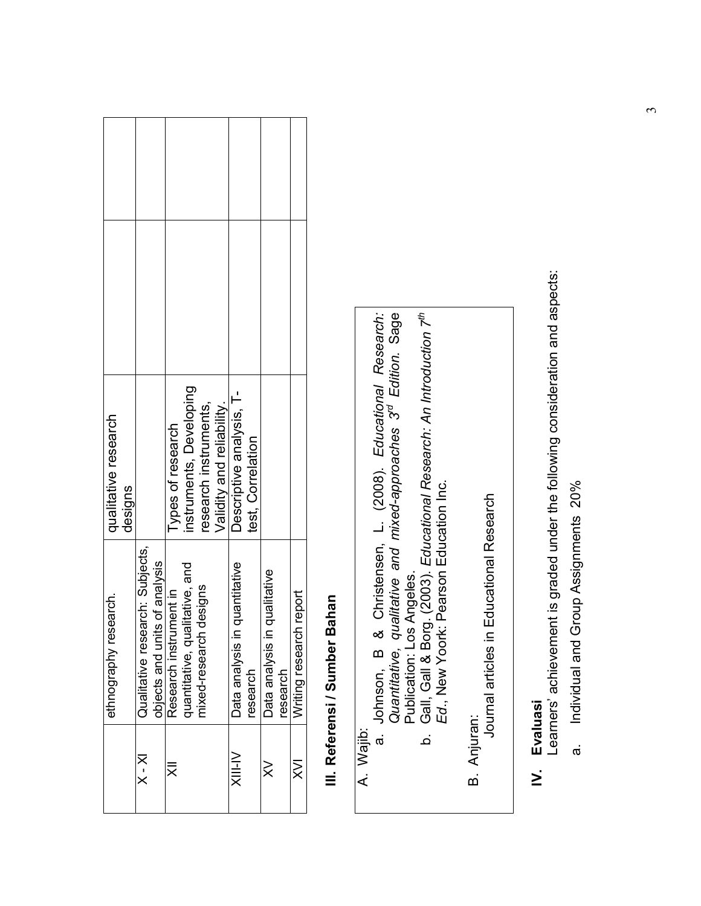| | ethnography research. | qualitative research designs | | |
|---|---|---|---|---|
| X - XI | Qualitative research: Subjects, objects and units of analysis | | | |
| XII | Research instrument in quantitative, qualitative, and mixed-research designs | Types of research instruments, Developing research instruments, Validity and reliability. | | |
| XIII-IV | Data analysis in quantitative research | Descriptive analysis, T-test, Correlation | | |
| XV | Data analysis in qualitative research | | | |
| XVI | Writing research report | | | |

## III. Referensi / Sumber Bahan

A. Wajib:

a. Johnson, B & Christensen, L. (2008). *Educational Research: Quantitative, qualitative and mixed-approaches 3rd Edition.* Sage Publication: Los Angeles.

b. Gall, Gall & Borg. (2003). *Educational Research: An Introduction 7th Ed.*, New Yoork: Pearson Education Inc.

B. Anjuran:

Journal articles in Educational Research

## IV. Evaluasi

Learners' achievement is graded under the following consideration and aspects:

a. Individual and Group Assignments 20%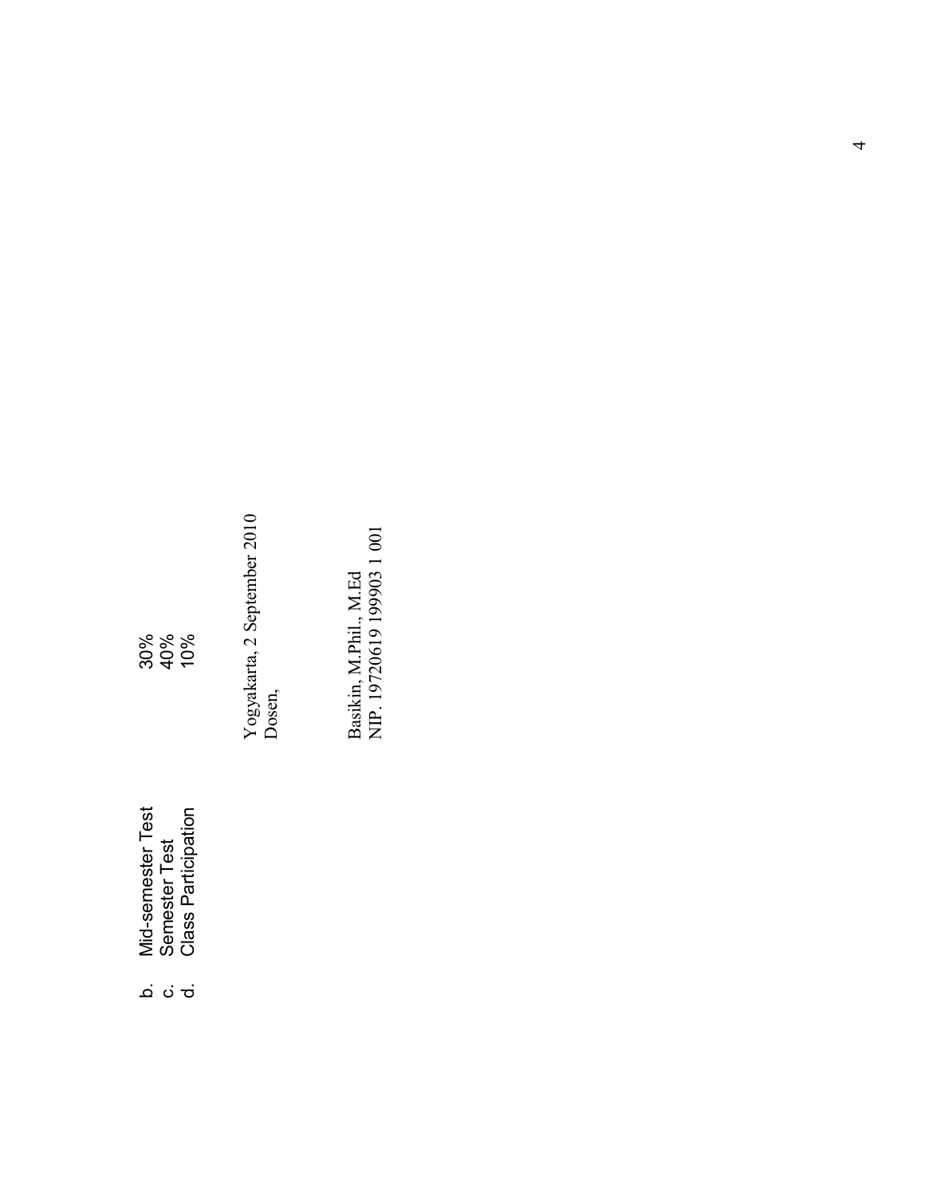b. Mid-semester Test 30%
c. Semester Test 40%
d. Class Participation 10%

Yogyakarta, 2 September 2010
Dosen,

Basikin, M.Phil., M.Ed
NIP. 19720619 199903 1 001